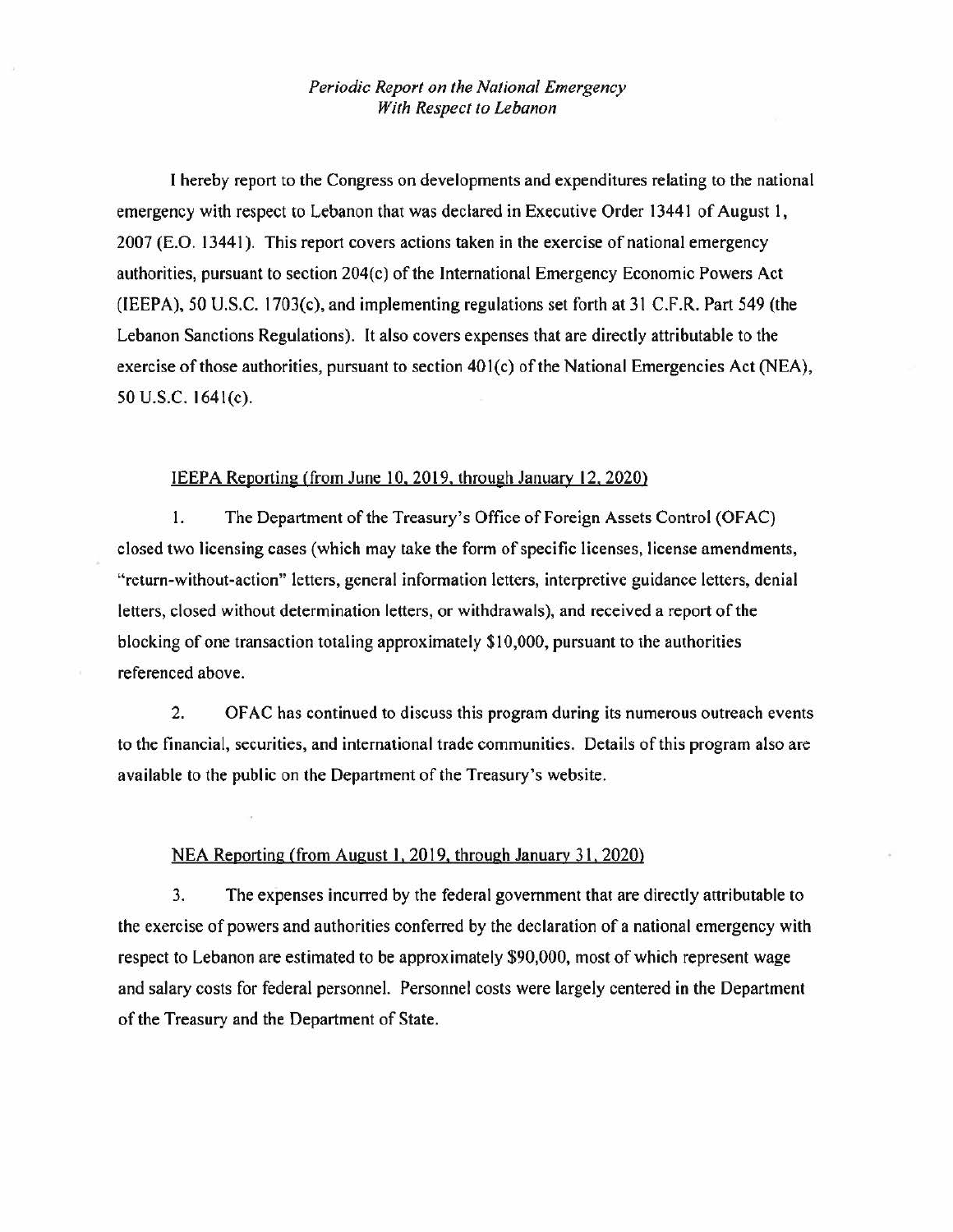*Periodic Report on the National Emergency With Respect to Lebanon*

I hereby report to the Congress on developments and expenditures relating to the national emergency with respect to Lebanon that was declared in Executive Order 13441 of August 1, 2007 (E.O. 13441). This report covers actions taken in the exercise of national emergency authorities, pursuant to section 204(c) of the International Emergency Economic Powers Act (IEEPA), 50 U.S.C. 1703(c), and implementing regulations set forth at 31 C.F.R. Part 549 (the Lebanon Sanctions Regulations). It also covers expenses that are directly attributable to the exercise of those authorities, pursuant to section 401(c) of the National Emergencies Act (NEA), 50 U.S.C. 1641(c).

IEEPA Reporting (from June 10, 2019, through January 12, 2020)

1. The Department of the Treasury's Office of Foreign Assets Control (OFAC) closed two licensing cases (which may take the form of specific licenses, license amendments, "return-without-action" letters, general information letters, interpretive guidance letters, denial letters, closed without determination letters, or withdrawals), and received a report of the blocking of one transaction totaling approximately $10,000, pursuant to the authorities referenced above.

2. OFAC has continued to discuss this program during its numerous outreach events to the financial, securities, and international trade communities. Details of this program also are available to the public on the Department of the Treasury's website.

NEA Reporting (from August 1, 2019, through January 31, 2020)

3. The expenses incurred by the federal government that are directly attributable to the exercise of powers and authorities conferred by the declaration of a national emergency with respect to Lebanon are estimated to be approximately $90,000, most of which represent wage and salary costs for federal personnel. Personnel costs were largely centered in the Department of the Treasury and the Department of State.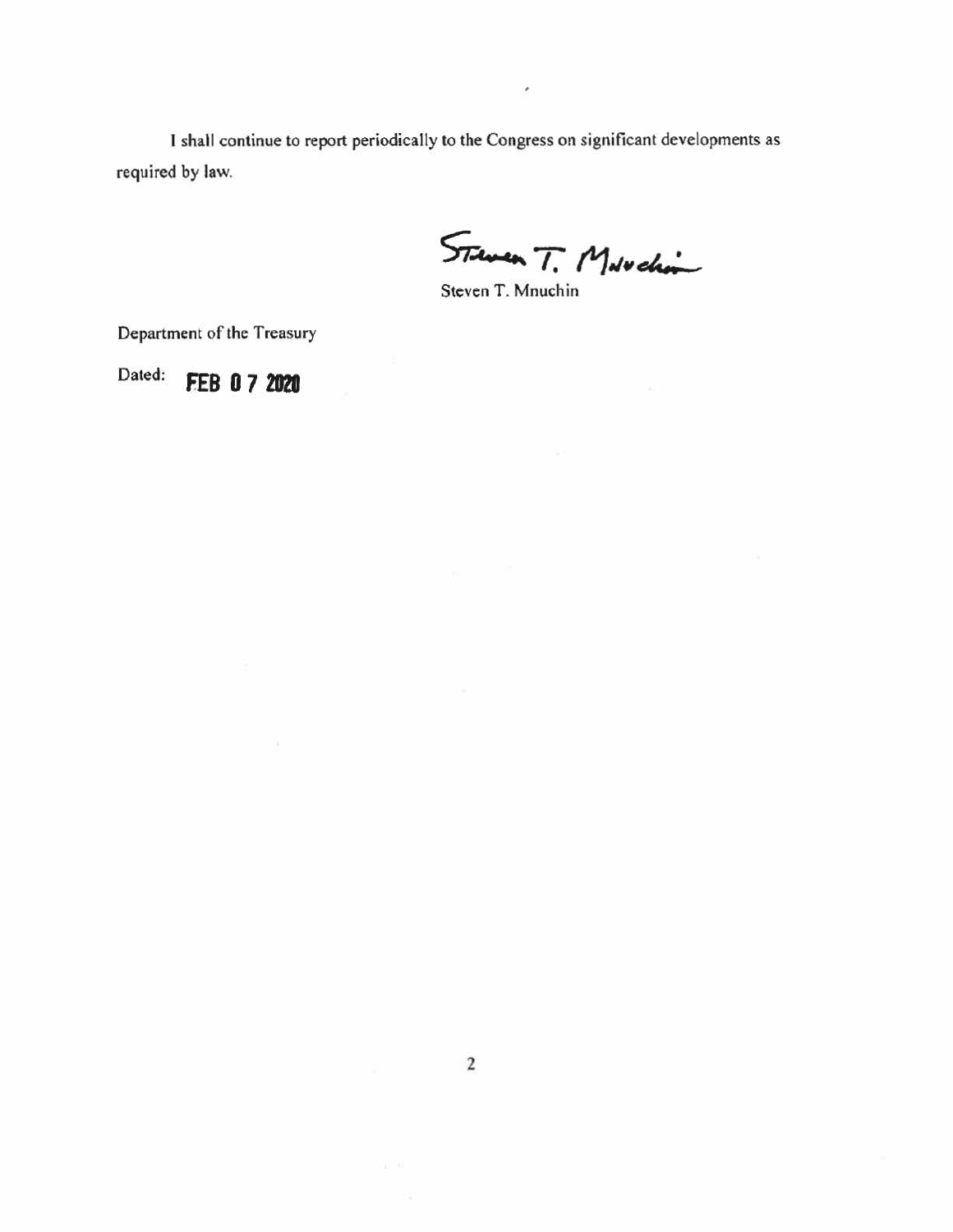I shall continue to report periodically to the Congress on significant developments as required by law.

Steven T. Mnuchin

Department of the Treasury

Dated: **FEB 0 7 2020**